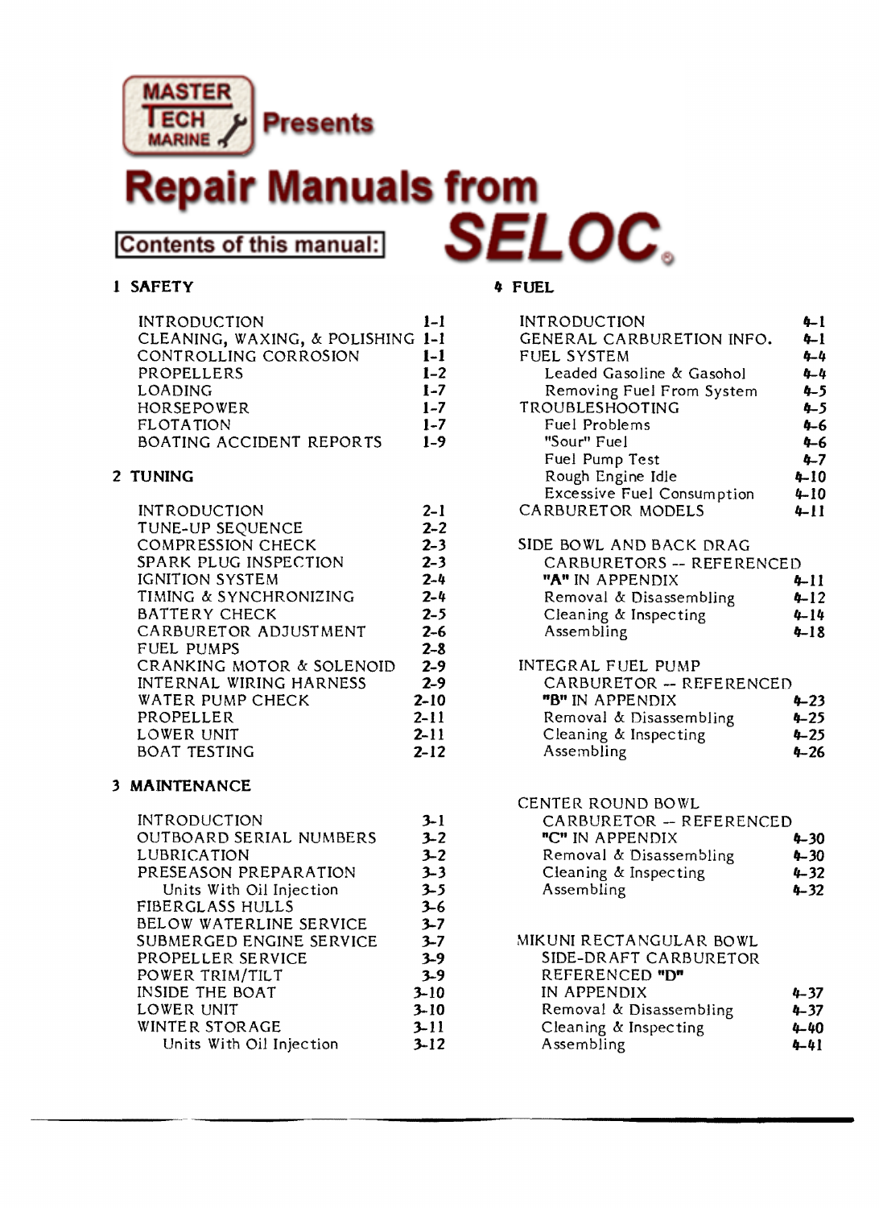MASTER TECH MARINE Presents

# Repair Manuals from SELOC®

## Contents of this manual:

### 1 SAFETY

| | |
|---|---|
| INTRODUCTION | 1-1 |
| CLEANING, WAXING, & POLISHING | 1-1 |
| CONTROLLING CORROSION | 1-1 |
| PROPELLERS | 1-2 |
| LOADING | 1-7 |
| HORSEPOWER | 1-7 |
| FLOTATION | 1-7 |
| BOATING ACCIDENT REPORTS | 1-9 |

### 2 TUNING

| | |
|---|---|
| INTRODUCTION | 2-1 |
| TUNE-UP SEQUENCE | 2-2 |
| COMPRESSION CHECK | 2-3 |
| SPARK PLUG INSPECTION | 2-3 |
| IGNITION SYSTEM | 2-4 |
| TIMING & SYNCHRONIZING | 2-4 |
| BATTERY CHECK | 2-5 |
| CARBURETOR ADJUSTMENT | 2-6 |
| FUEL PUMPS | 2-8 |
| CRANKING MOTOR & SOLENOID | 2-9 |
| INTERNAL WIRING HARNESS | 2-9 |
| WATER PUMP CHECK | 2-10 |
| PROPELLER | 2-11 |
| LOWER UNIT | 2-11 |
| BOAT TESTING | 2-12 |

### 3 MAINTENANCE

| | |
|---|---|
| INTRODUCTION | 3-1 |
| OUTBOARD SERIAL NUMBERS | 3-2 |
| LUBRICATION | 3-2 |
| PRESEASON PREPARATION | 3-3 |
| Units With Oil Injection | 3-5 |
| FIBERGLASS HULLS | 3-6 |
| BELOW WATERLINE SERVICE | 3-7 |
| SUBMERGED ENGINE SERVICE | 3-7 |
| PROPELLER SERVICE | 3-9 |
| POWER TRIM/TILT | 3-9 |
| INSIDE THE BOAT | 3-10 |
| LOWER UNIT | 3-10 |
| WINTER STORAGE | 3-11 |
| Units With Oil Injection | 3-12 |

### 4 FUEL

| | |
|---|---|
| INTRODUCTION | 4-1 |
| GENERAL CARBURETION INFO. | 4-1 |
| FUEL SYSTEM | 4-4 |
| Leaded Gasoline & Gasohol | 4-4 |
| Removing Fuel From System | 4-5 |
| TROUBLESHOOTING | 4-5 |
| Fuel Problems | 4-6 |
| "Sour" Fuel | 4-6 |
| Fuel Pump Test | 4-7 |
| Rough Engine Idle | 4-10 |
| Excessive Fuel Consumption | 4-10 |
| CARBURETOR MODELS | 4-11 |
| SIDE BOWL AND BACK DRAG CARBURETORS -- REFERENCED "A" IN APPENDIX | 4-11 |
| Removal & Disassembling | 4-12 |
| Cleaning & Inspecting | 4-14 |
| Assembling | 4-18 |
| INTEGRAL FUEL PUMP CARBURETOR -- REFERENCED "B" IN APPENDIX | 4-23 |
| Removal & Disassembling | 4-25 |
| Cleaning & Inspecting | 4-25 |
| Assembling | 4-26 |
| CENTER ROUND BOWL CARBURETOR -- REFERENCED "C" IN APPENDIX | 4-30 |
| Removal & Disassembling | 4-30 |
| Cleaning & Inspecting | 4-32 |
| Assembling | 4-32 |
| MIKUNI RECTANGULAR BOWL SIDE-DRAFT CARBURETOR REFERENCED "D" IN APPENDIX | 4-37 |
| Removal & Disassembling | 4-37 |
| Cleaning & Inspecting | 4-40 |
| Assembling | 4-41 |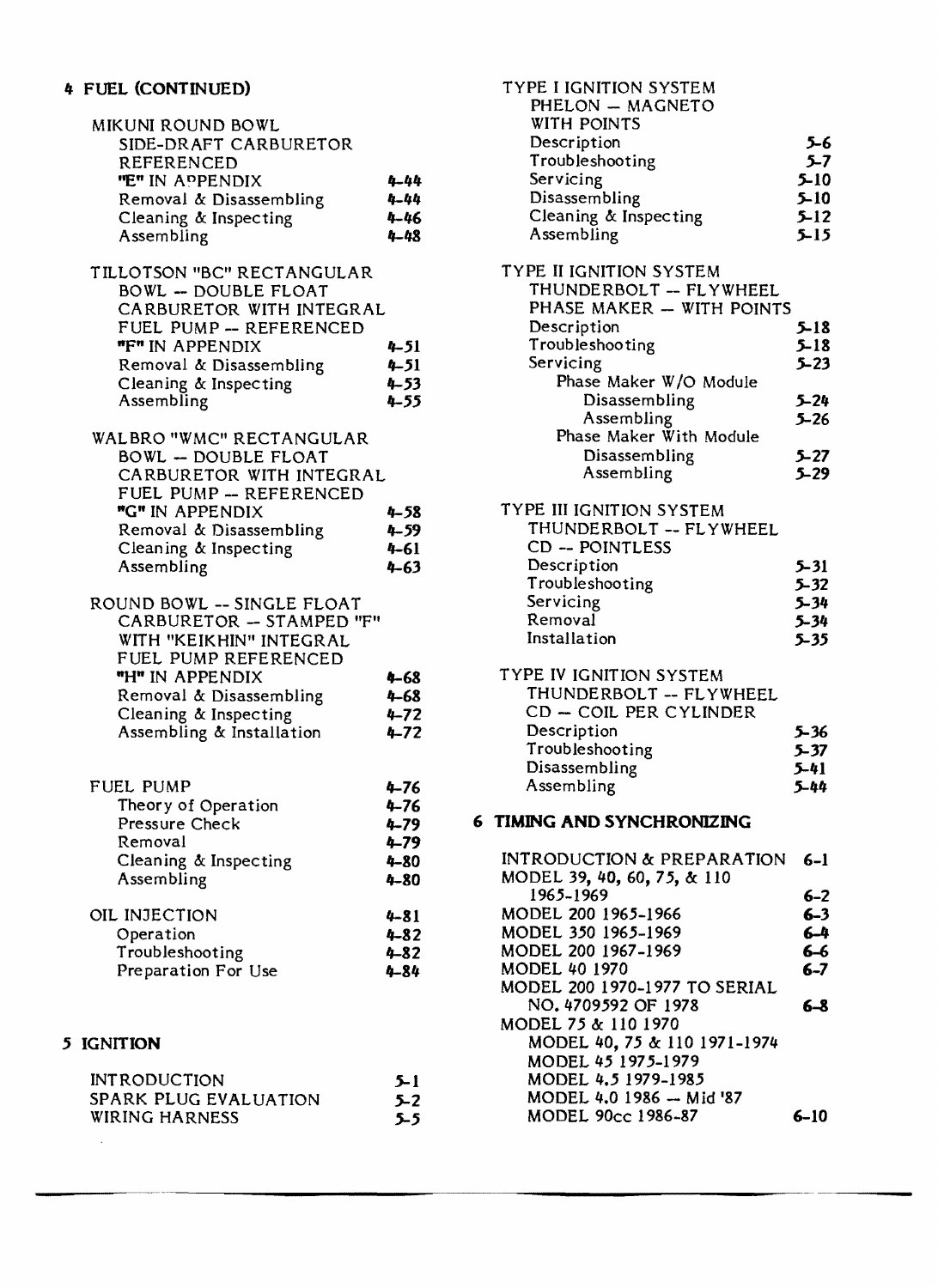## 4 FUEL (CONTINUED)

MIKUNI ROUND BOWL SIDE-DRAFT CARBURETOR REFERENCED "E" IN APPENDIX — 4-44
- Removal & Disassembling — 4-44
- Cleaning & Inspecting — 4-46
- Assembling — 4-48

TILLOTSON "BC" RECTANGULAR BOWL -- DOUBLE FLOAT CARBURETOR WITH INTEGRAL FUEL PUMP -- REFERENCED "F" IN APPENDIX — 4-51
- Removal & Disassembling — 4-51
- Cleaning & Inspecting — 4-53
- Assembling — 4-55

WALBRO "WMC" RECTANGULAR BOWL -- DOUBLE FLOAT CARBURETOR WITH INTEGRAL FUEL PUMP -- REFERENCED "G" IN APPENDIX — 4-58
- Removal & Disassembling — 4-59
- Cleaning & Inspecting — 4-61
- Assembling — 4-63

ROUND BOWL -- SINGLE FLOAT CARBURETOR -- STAMPED "F" WITH "KEIKHIN" INTEGRAL FUEL PUMP REFERENCED "H" IN APPENDIX — 4-68
- Removal & Disassembling — 4-68
- Cleaning & Inspecting — 4-72
- Assembling & Installation — 4-72

FUEL PUMP — 4-76
- Theory of Operation — 4-76
- Pressure Check — 4-79
- Removal — 4-79
- Cleaning & Inspecting — 4-80
- Assembling — 4-80

OIL INJECTION — 4-81
- Operation — 4-82
- Troubleshooting — 4-82
- Preparation For Use — 4-84

## 5 IGNITION

INTRODUCTION — 5-1

SPARK PLUG EVALUATION — 5-2

WIRING HARNESS — 5-5

TYPE I IGNITION SYSTEM PHELON -- MAGNETO WITH POINTS
- Description — 5-6
- Troubleshooting — 5-7
- Servicing — 5-10
- Disassembling — 5-10
- Cleaning & Inspecting — 5-12
- Assembling — 5-15

TYPE II IGNITION SYSTEM THUNDERBOLT -- FLYWHEEL PHASE MAKER -- WITH POINTS
- Description — 5-18
- Troubleshooting — 5-18
- Servicing — 5-23
  - Phase Maker W/O Module
    - Disassembling — 5-24
    - Assembling — 5-26
  - Phase Maker With Module
    - Disassembling — 5-27
    - Assembling — 5-29

TYPE III IGNITION SYSTEM THUNDERBOLT -- FLYWHEEL CD -- POINTLESS
- Description — 5-31
- Troubleshooting — 5-32
- Servicing — 5-34
- Removal — 5-34
- Installation — 5-35

TYPE IV IGNITION SYSTEM THUNDERBOLT -- FLYWHEEL CD -- COIL PER CYLINDER
- Description — 5-36
- Troubleshooting — 5-37
- Disassembling — 5-41
- Assembling — 5-44

## 6 TIMING AND SYNCHRONIZING

INTRODUCTION & PREPARATION — 6-1

MODEL 39, 40, 60, 75, & 110 1965-1969 — 6-2

MODEL 200 1965-1966 — 6-3

MODEL 350 1965-1969 — 6-4

MODEL 200 1967-1969 — 6-6

MODEL 40 1970 — 6-7

MODEL 200 1970-1977 TO SERIAL NO. 4709592 OF 1978 — 6-8

MODEL 75 & 110 1970
- MODEL 40, 75 & 110 1971-1974
- MODEL 45 1975-1979
- MODEL 4.5 1979-1985
- MODEL 4.0 1986 -- Mid '87
- MODEL 90cc 1986-87 — 6-10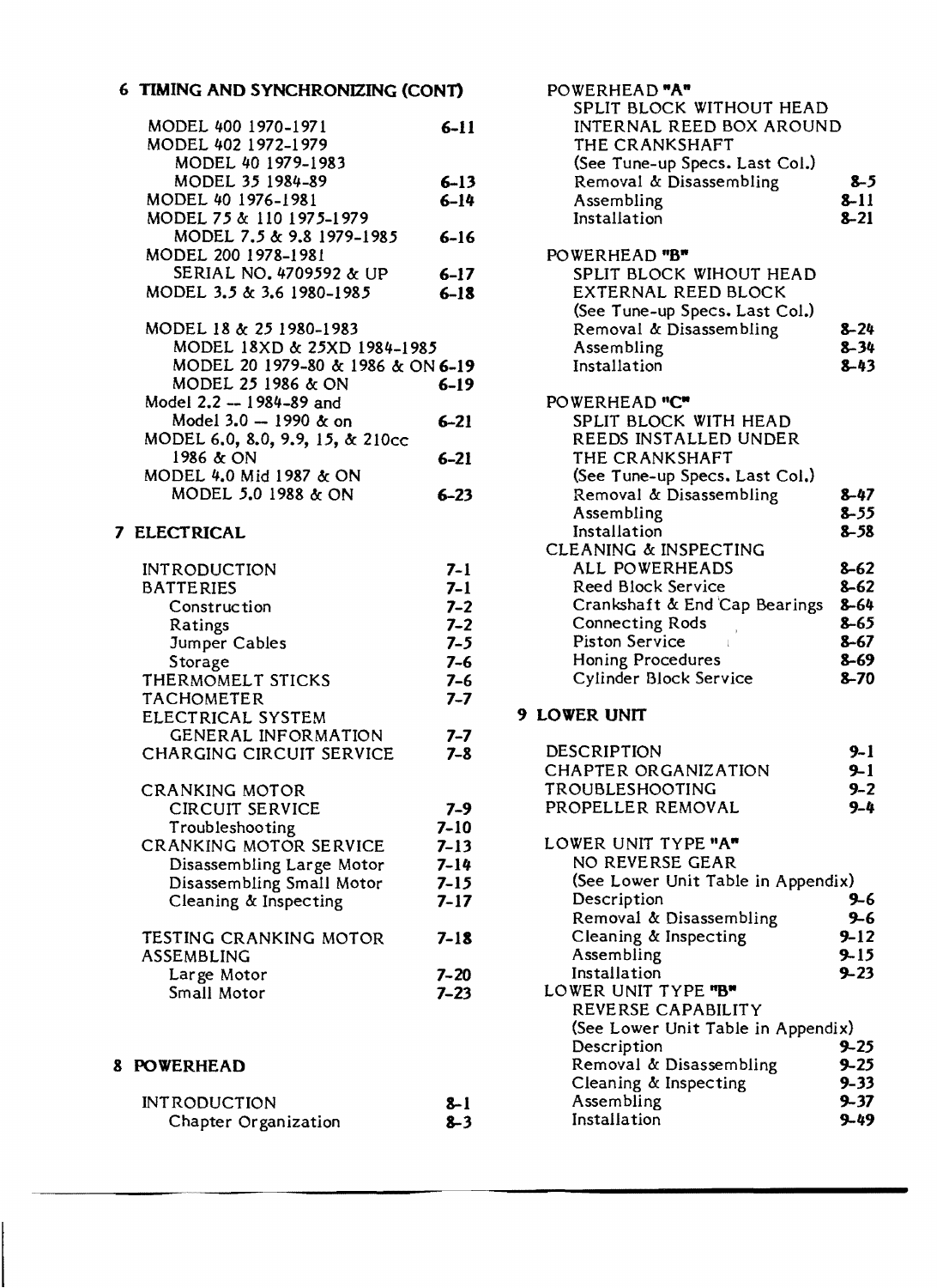## 6 TIMING AND SYNCHRONIZING (CONT)

| | |
|---|---|
| MODEL 400 1970-1971 | 6-11 |
| MODEL 402 1972-1979 | |
| MODEL 40 1979-1983 | |
| MODEL 35 1984-89 | 6-13 |
| MODEL 40 1976-1981 | 6-14 |
| MODEL 75 & 110 1975-1979 | |
| MODEL 7.5 & 9.8 1979-1985 | 6-16 |
| MODEL 200 1978-1981 | |
| SERIAL NO. 4709592 & UP | 6-17 |
| MODEL 3.5 & 3.6 1980-1985 | 6-18 |
| MODEL 18 & 25 1980-1983 | |
| MODEL 18XD & 25XD 1984-1985 | |
| MODEL 20 1979-80 & 1986 & ON | 6-19 |
| MODEL 25 1986 & ON | 6-19 |
| Model 2.2 -- 1984-89 and | |
| Model 3.0 -- 1990 & on | 6-21 |
| MODEL 6.0, 8.0, 9.9, 15, & 210cc | |
| 1986 & ON | 6-21 |
| MODEL 4.0 Mid 1987 & ON | |
| MODEL 5.0 1988 & ON | 6-23 |

## 7 ELECTRICAL

| | |
|---|---|
| INTRODUCTION | 7-1 |
| BATTERIES | 7-1 |
| Construction | 7-2 |
| Ratings | 7-2 |
| Jumper Cables | 7-5 |
| Storage | 7-6 |
| THERMOMELT STICKS | 7-6 |
| TACHOMETER | 7-7 |
| ELECTRICAL SYSTEM | |
| GENERAL INFORMATION | 7-7 |
| CHARGING CIRCUIT SERVICE | 7-8 |
| CRANKING MOTOR | |
| CIRCUIT SERVICE | 7-9 |
| Troubleshooting | 7-10 |
| CRANKING MOTOR SERVICE | 7-13 |
| Disassembling Large Motor | 7-14 |
| Disassembling Small Motor | 7-15 |
| Cleaning & Inspecting | 7-17 |
| TESTING CRANKING MOTOR | 7-18 |
| ASSEMBLING | |
| Large Motor | 7-20 |
| Small Motor | 7-23 |

## 8 POWERHEAD

| | |
|---|---|
| INTRODUCTION | 8-1 |
| Chapter Organization | 8-3 |
| POWERHEAD "A" | |
| SPLIT BLOCK WITHOUT HEAD | |
| INTERNAL REED BOX AROUND | |
| THE CRANKSHAFT | |
| (See Tune-up Specs. Last Col.) | |
| Removal & Disassembling | 8-5 |
| Assembling | 8-11 |
| Installation | 8-21 |
| POWERHEAD "B" | |
| SPLIT BLOCK WIHOUT HEAD | |
| EXTERNAL REED BLOCK | |
| (See Tune-up Specs. Last Col.) | |
| Removal & Disassembling | 8-24 |
| Assembling | 8-34 |
| Installation | 8-43 |
| POWERHEAD "C" | |
| SPLIT BLOCK WITH HEAD | |
| REEDS INSTALLED UNDER | |
| THE CRANKSHAFT | |
| (See Tune-up Specs. Last Col.) | |
| Removal & Disassembling | 8-47 |
| Assembling | 8-55 |
| Installation | 8-58 |
| CLEANING & INSPECTING | |
| ALL POWERHEADS | 8-62 |
| Reed Block Service | 8-62 |
| Crankshaft & End Cap Bearings | 8-64 |
| Connecting Rods | 8-65 |
| Piston Service | 8-67 |
| Honing Procedures | 8-69 |
| Cylinder Block Service | 8-70 |

## 9 LOWER UNIT

| | |
|---|---|
| DESCRIPTION | 9-1 |
| CHAPTER ORGANIZATION | 9-1 |
| TROUBLESHOOTING | 9-2 |
| PROPELLER REMOVAL | 9-4 |
| LOWER UNIT TYPE "A" | |
| NO REVERSE GEAR | |
| (See Lower Unit Table in Appendix) | |
| Description | 9-6 |
| Removal & Disassembling | 9-6 |
| Cleaning & Inspecting | 9-12 |
| Assembling | 9-15 |
| Installation | 9-23 |
| LOWER UNIT TYPE "B" | |
| REVERSE CAPABILITY | |
| (See Lower Unit Table in Appendix) | |
| Description | 9-25 |
| Removal & Disassembling | 9-25 |
| Cleaning & Inspecting | 9-33 |
| Assembling | 9-37 |
| Installation | 9-49 |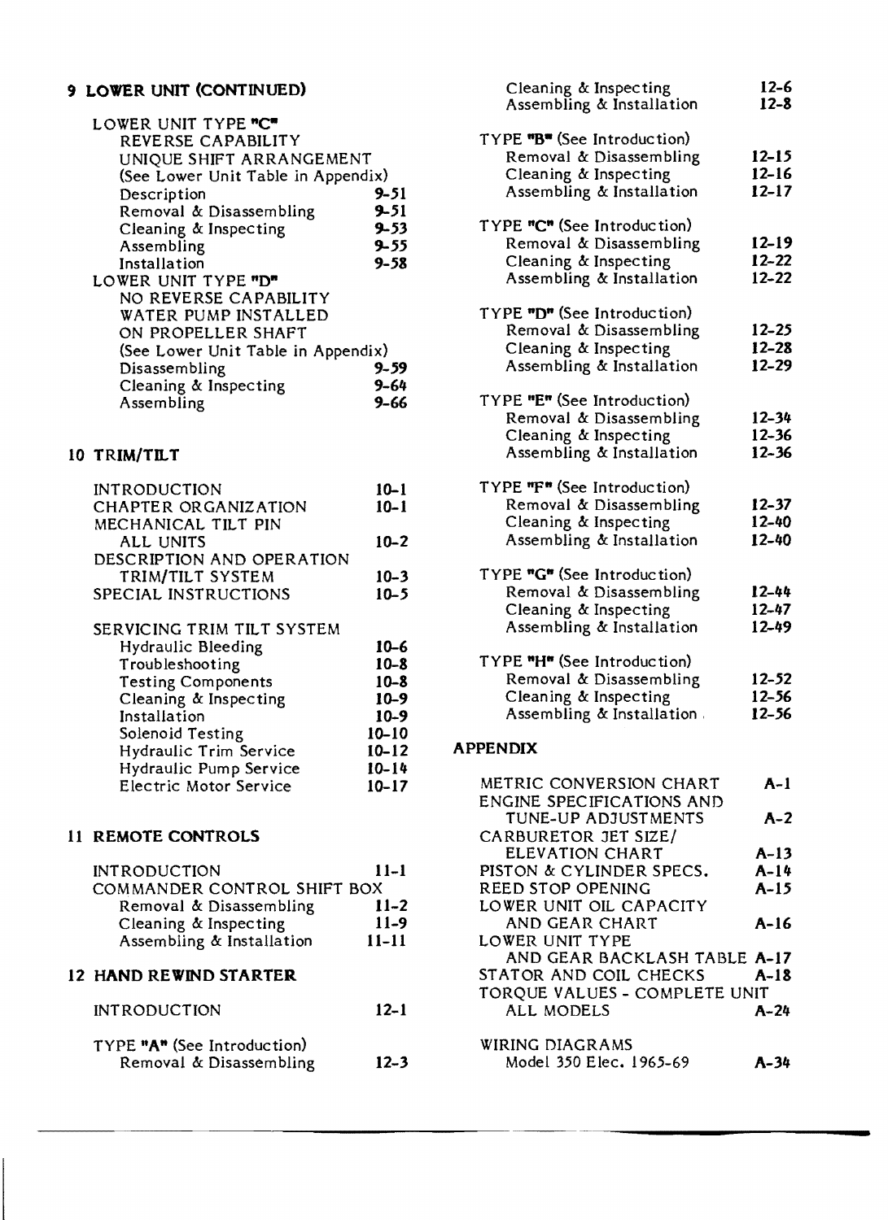## 9 LOWER UNIT (CONTINUED)

LOWER UNIT TYPE "C"
REVERSE CAPABILITY
UNIQUE SHIFT ARRANGEMENT
(See Lower Unit Table in Appendix)

| | |
|---|---|
| Description | 9-51 |
| Removal & Disassembling | 9-51 |
| Cleaning & Inspecting | 9-53 |
| Assembling | 9-55 |
| Installation | 9-58 |

LOWER UNIT TYPE "D"
NO REVERSE CAPABILITY
WATER PUMP INSTALLED
ON PROPELLER SHAFT
(See Lower Unit Table in Appendix)

| | |
|---|---|
| Disassembling | 9-59 |
| Cleaning & Inspecting | 9-64 |
| Assembling | 9-66 |

## 10 TRIM/TILT

| | |
|---|---|
| INTRODUCTION | 10-1 |
| CHAPTER ORGANIZATION | 10-1 |
| MECHANICAL TILT PIN ALL UNITS | 10-2 |
| DESCRIPTION AND OPERATION TRIM/TILT SYSTEM | 10-3 |
| SPECIAL INSTRUCTIONS | 10-5 |

SERVICING TRIM TILT SYSTEM

| | |
|---|---|
| Hydraulic Bleeding | 10-6 |
| Troubleshooting | 10-8 |
| Testing Components | 10-8 |
| Cleaning & Inspecting | 10-9 |
| Installation | 10-9 |
| Solenoid Testing | 10-10 |
| Hydraulic Trim Service | 10-12 |
| Hydraulic Pump Service | 10-14 |
| Electric Motor Service | 10-17 |

## 11 REMOTE CONTROLS

| | |
|---|---|
| INTRODUCTION | 11-1 |

COMMANDER CONTROL SHIFT BOX

| | |
|---|---|
| Removal & Disassembling | 11-2 |
| Cleaning & Inspecting | 11-9 |
| Assembling & Installation | 11-11 |

## 12 HAND REWIND STARTER

| | |
|---|---|
| INTRODUCTION | 12-1 |

TYPE "A" (See Introduction)

| | |
|---|---|
| Removal & Disassembling | 12-3 |
| Cleaning & Inspecting | 12-6 |
| Assembling & Installation | 12-8 |

TYPE "B" (See Introduction)

| | |
|---|---|
| Removal & Disassembling | 12-15 |
| Cleaning & Inspecting | 12-16 |
| Assembling & Installation | 12-17 |

TYPE "C" (See Introduction)

| | |
|---|---|
| Removal & Disassembling | 12-19 |
| Cleaning & Inspecting | 12-22 |
| Assembling & Installation | 12-22 |

TYPE "D" (See Introduction)

| | |
|---|---|
| Removal & Disassembling | 12-25 |
| Cleaning & Inspecting | 12-28 |
| Assembling & Installation | 12-29 |

TYPE "E" (See Introduction)

| | |
|---|---|
| Removal & Disassembling | 12-34 |
| Cleaning & Inspecting | 12-36 |
| Assembling & Installation | 12-36 |

TYPE "F" (See Introduction)

| | |
|---|---|
| Removal & Disassembling | 12-37 |
| Cleaning & Inspecting | 12-40 |
| Assembling & Installation | 12-40 |

TYPE "G" (See Introduction)

| | |
|---|---|
| Removal & Disassembling | 12-44 |
| Cleaning & Inspecting | 12-47 |
| Assembling & Installation | 12-49 |

TYPE "H" (See Introduction)

| | |
|---|---|
| Removal & Disassembling | 12-52 |
| Cleaning & Inspecting | 12-56 |
| Assembling & Installation | 12-56 |

## APPENDIX

| | |
|---|---|
| METRIC CONVERSION CHART | A-1 |
| ENGINE SPECIFICATIONS AND TUNE-UP ADJUSTMENTS | A-2 |
| CARBURETOR JET SIZE/ ELEVATION CHART | A-13 |
| PISTON & CYLINDER SPECS. | A-14 |
| REED STOP OPENING | A-15 |
| LOWER UNIT OIL CAPACITY AND GEAR CHART | A-16 |
| LOWER UNIT TYPE AND GEAR BACKLASH TABLE | A-17 |
| STATOR AND COIL CHECKS | A-18 |
| TORQUE VALUES - COMPLETE UNIT ALL MODELS | A-24 |

WIRING DIAGRAMS

| | |
|---|---|
| Model 350 Elec. 1965-69 | A-34 |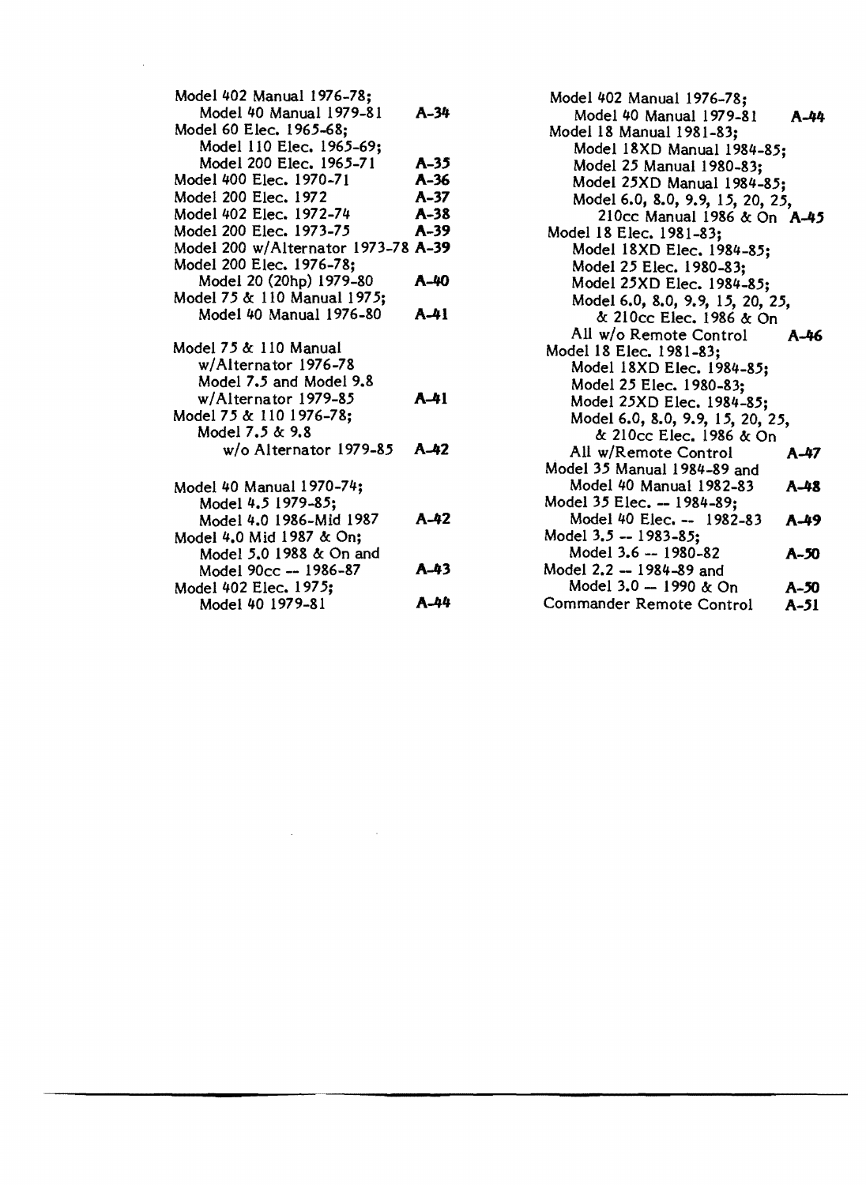| | |
|---|---|
| Model 402 Manual 1976-78; Model 40 Manual 1979-81 | A-34 |
| Model 60 Elec. 1965-68; Model 110 Elec. 1965-69; Model 200 Elec. 1965-71 | A-35 |
| Model 400 Elec. 1970-71 | A-36 |
| Model 200 Elec. 1972 | A-37 |
| Model 402 Elec. 1972-74 | A-38 |
| Model 200 Elec. 1973-75 | A-39 |
| Model 200 w/Alternator 1973-78 | A-39 |
| Model 200 Elec. 1976-78; Model 20 (20hp) 1979-80 | A-40 |
| Model 75 & 110 Manual 1975; Model 40 Manual 1976-80 | A-41 |
| Model 75 & 110 Manual w/Alternator 1976-78 Model 7.5 and Model 9.8 w/Alternator 1979-85 | A-41 |
| Model 75 & 110 1976-78; Model 7.5 & 9.8 w/o Alternator 1979-85 | A-42 |
| Model 40 Manual 1970-74; Model 4.5 1979-85; Model 4.0 1986-Mid 1987 | A-42 |
| Model 4.0 Mid 1987 & On; Model 5.0 1988 & On and Model 90cc -- 1986-87 | A-43 |
| Model 402 Elec. 1975; Model 40 1979-81 | A-44 |
| Model 402 Manual 1976-78; Model 40 Manual 1979-81 | A-44 |
| Model 18 Manual 1981-83; Model 18XD Manual 1984-85; Model 25 Manual 1980-83; Model 25XD Manual 1984-85; Model 6.0, 8.0, 9.9, 15, 20, 25, 210cc Manual 1986 & On | A-45 |
| Model 18 Elec. 1981-83; Model 18XD Elec. 1984-85; Model 25 Elec. 1980-83; Model 25XD Elec. 1984-85; Model 6.0, 8.0, 9.9, 15, 20, 25, & 210cc Elec. 1986 & On All w/o Remote Control | A-46 |
| Model 18 Elec. 1981-83; Model 18XD Elec. 1984-85; Model 25 Elec. 1980-83; Model 25XD Elec. 1984-85; Model 6.0, 8.0, 9.9, 15, 20, 25, & 210cc Elec. 1986 & On All w/Remote Control | A-47 |
| Model 35 Manual 1984-89 and Model 40 Manual 1982-83 | A-48 |
| Model 35 Elec. -- 1984-89; Model 40 Elec. -- 1982-83 | A-49 |
| Model 3.5 -- 1983-85; Model 3.6 -- 1980-82 | A-50 |
| Model 2.2 -- 1984-89 and Model 3.0 -- 1990 & On | A-50 |
| Commander Remote Control | A-51 |